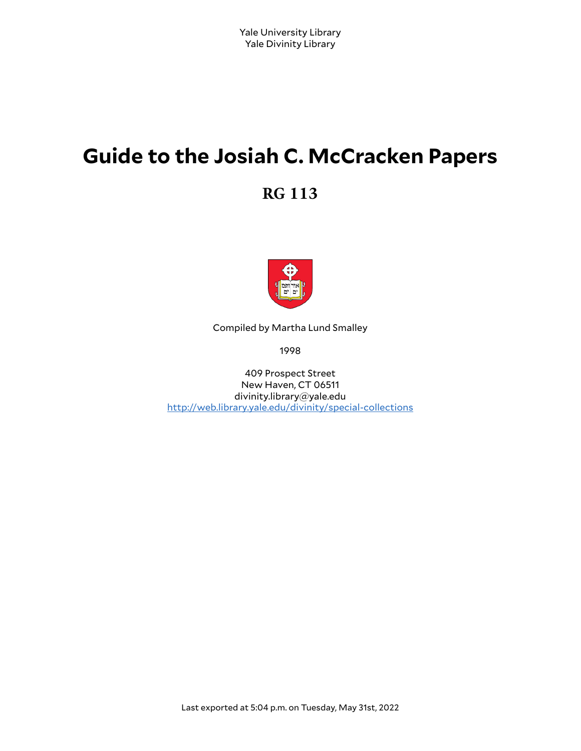Yale University Library
Yale Divinity Library

# Guide to the Josiah C. McCracken Papers

## RG 113

Compiled by Martha Lund Smalley

1998

409 Prospect Street
New Haven, CT 06511
divinity.library@yale.edu
http://web.library.yale.edu/divinity/special-collections

Last exported at 5:04 p.m. on Tuesday, May 31st, 2022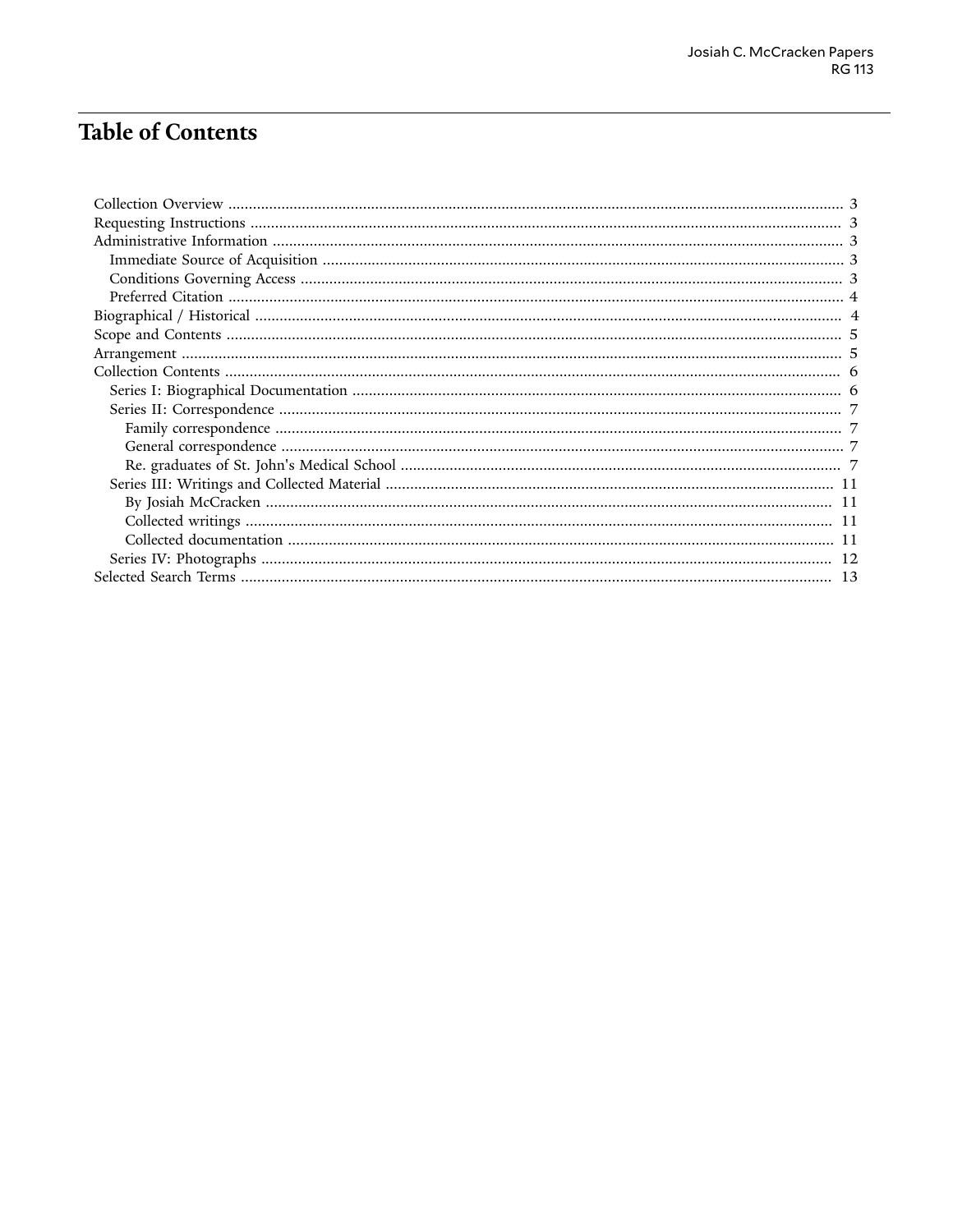# Table of Contents

- Collection Overview ... 3
- Requesting Instructions ... 3
- Administrative Information ... 3
  - Immediate Source of Acquisition ... 3
  - Conditions Governing Access ... 3
  - Preferred Citation ... 4
- Biographical / Historical ... 4
- Scope and Contents ... 5
- Arrangement ... 5
- Collection Contents ... 6
  - Series I: Biographical Documentation ... 6
  - Series II: Correspondence ... 7
    - Family correspondence ... 7
    - General correspondence ... 7
    - Re. graduates of St. John's Medical School ... 7
  - Series III: Writings and Collected Material ... 11
    - By Josiah McCracken ... 11
    - Collected writings ... 11
    - Collected documentation ... 11
  - Series IV: Photographs ... 12
- Selected Search Terms ... 13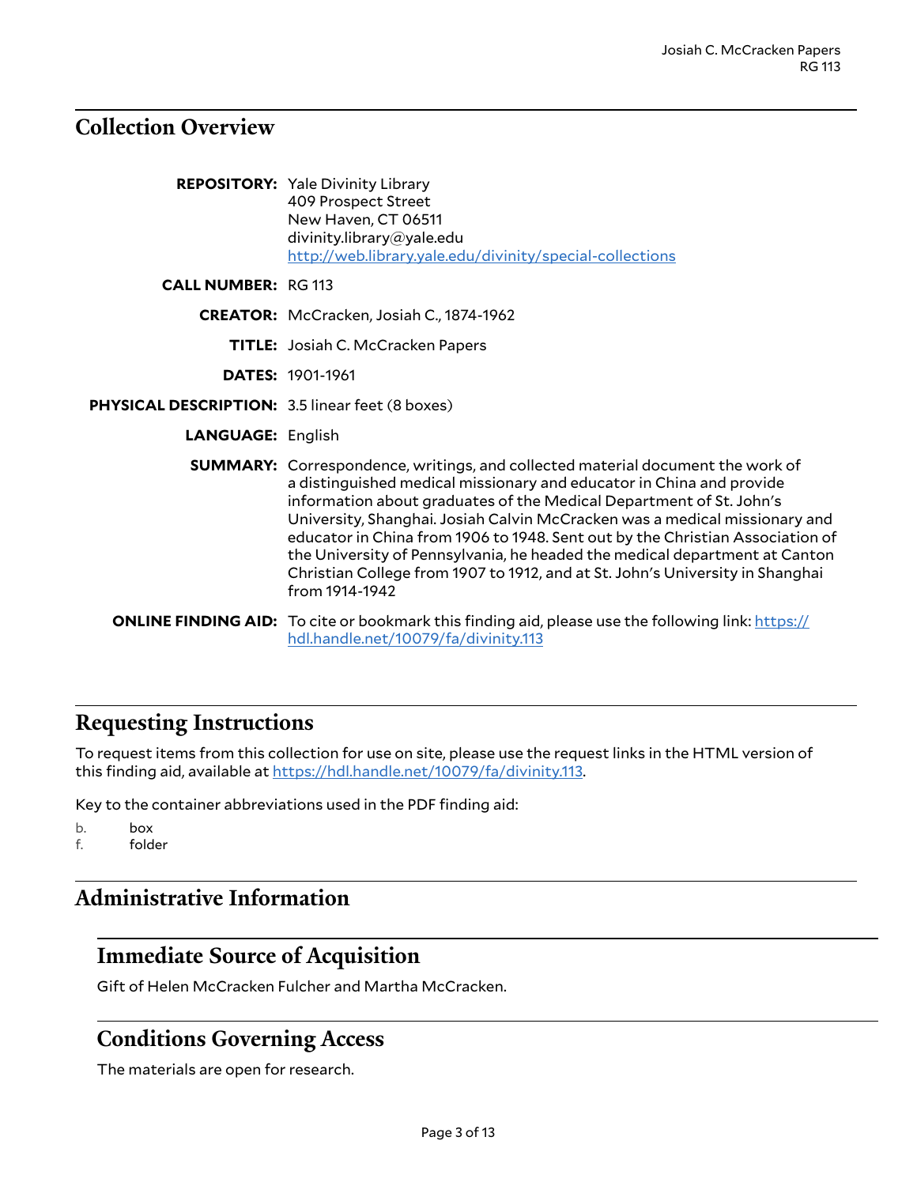## Collection Overview

**REPOSITORY:** Yale Divinity Library
409 Prospect Street
New Haven, CT 06511
divinity.library@yale.edu
[http://web.library.yale.edu/divinity/special-collections](http://web.library.yale.edu/divinity/special-collections)

**CALL NUMBER:** RG 113

**CREATOR:** McCracken, Josiah C., 1874-1962

**TITLE:** Josiah C. McCracken Papers

**DATES:** 1901-1961

**PHYSICAL DESCRIPTION:** 3.5 linear feet (8 boxes)

**LANGUAGE:** English

**SUMMARY:** Correspondence, writings, and collected material document the work of a distinguished medical missionary and educator in China and provide information about graduates of the Medical Department of St. John's University, Shanghai. Josiah Calvin McCracken was a medical missionary and educator in China from 1906 to 1948. Sent out by the Christian Association of the University of Pennsylvania, he headed the medical department at Canton Christian College from 1907 to 1912, and at St. John's University in Shanghai from 1914-1942

**ONLINE FINDING AID:** To cite or bookmark this finding aid, please use the following link: [https://hdl.handle.net/10079/fa/divinity.113](https://hdl.handle.net/10079/fa/divinity.113)

## Requesting Instructions

To request items from this collection for use on site, please use the request links in the HTML version of this finding aid, available at [https://hdl.handle.net/10079/fa/divinity.113](https://hdl.handle.net/10079/fa/divinity.113).

Key to the container abbreviations used in the PDF finding aid:

b. box
f. folder

## Administrative Information

### Immediate Source of Acquisition

Gift of Helen McCracken Fulcher and Martha McCracken.

### Conditions Governing Access

The materials are open for research.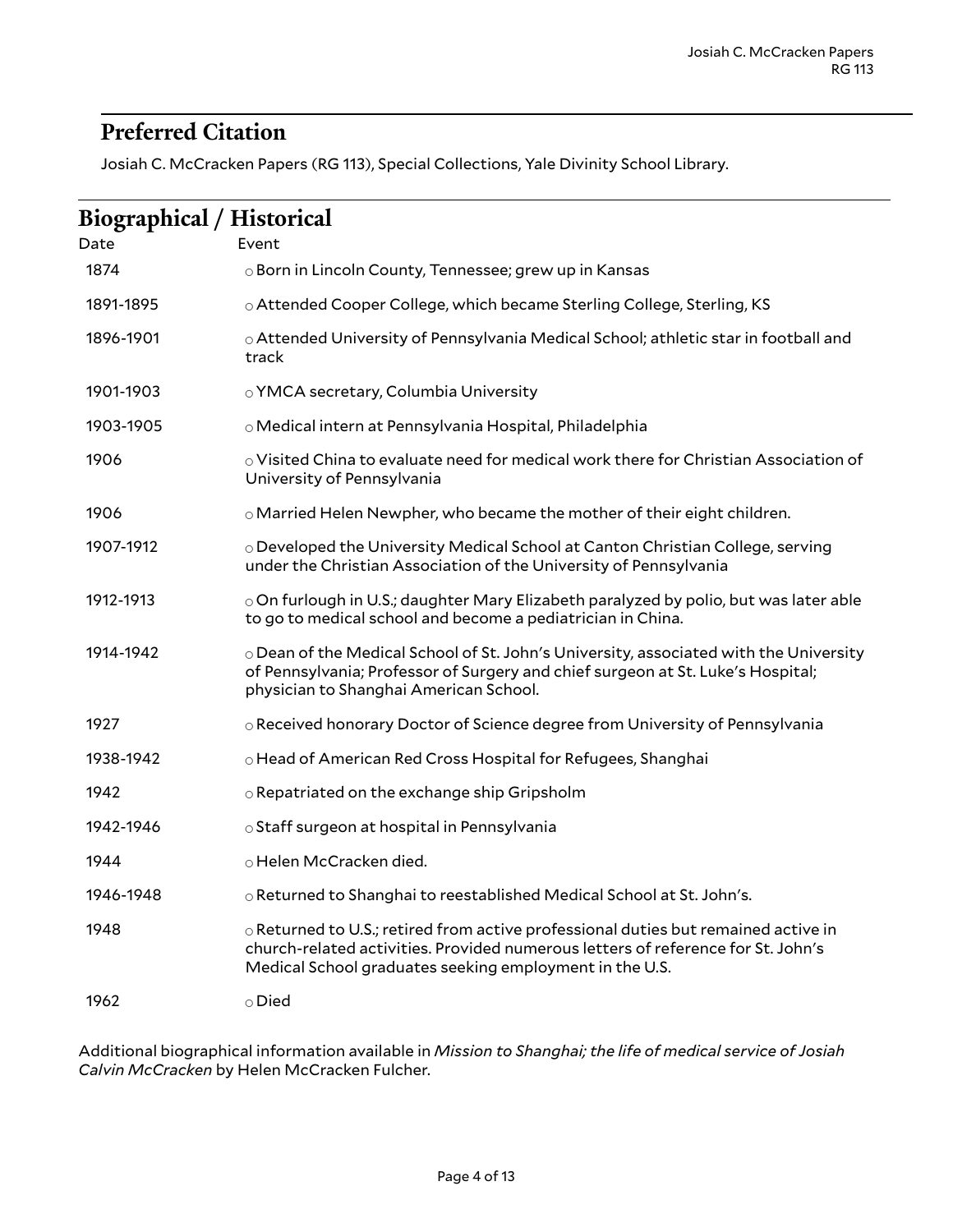## Preferred Citation

Josiah C. McCracken Papers (RG 113), Special Collections, Yale Divinity School Library.

## Biographical / Historical

| Date | Event |
| --- | --- |
| 1874 | ○ Born in Lincoln County, Tennessee; grew up in Kansas |
| 1891-1895 | ○ Attended Cooper College, which became Sterling College, Sterling, KS |
| 1896-1901 | ○ Attended University of Pennsylvania Medical School; athletic star in football and track |
| 1901-1903 | ○ YMCA secretary, Columbia University |
| 1903-1905 | ○ Medical intern at Pennsylvania Hospital, Philadelphia |
| 1906 | ○ Visited China to evaluate need for medical work there for Christian Association of University of Pennsylvania |
| 1906 | ○ Married Helen Newpher, who became the mother of their eight children. |
| 1907-1912 | ○ Developed the University Medical School at Canton Christian College, serving under the Christian Association of the University of Pennsylvania |
| 1912-1913 | ○ On furlough in U.S.; daughter Mary Elizabeth paralyzed by polio, but was later able to go to medical school and become a pediatrician in China. |
| 1914-1942 | ○ Dean of the Medical School of St. John's University, associated with the University of Pennsylvania; Professor of Surgery and chief surgeon at St. Luke's Hospital; physician to Shanghai American School. |
| 1927 | ○ Received honorary Doctor of Science degree from University of Pennsylvania |
| 1938-1942 | ○ Head of American Red Cross Hospital for Refugees, Shanghai |
| 1942 | ○ Repatriated on the exchange ship Gripsholm |
| 1942-1946 | ○ Staff surgeon at hospital in Pennsylvania |
| 1944 | ○ Helen McCracken died. |
| 1946-1948 | ○ Returned to Shanghai to reestablished Medical School at St. John's. |
| 1948 | ○ Returned to U.S.; retired from active professional duties but remained active in church-related activities. Provided numerous letters of reference for St. John's Medical School graduates seeking employment in the U.S. |
| 1962 | ○ Died |

Additional biographical information available in *Mission to Shanghai; the life of medical service of Josiah Calvin McCracken* by Helen McCracken Fulcher.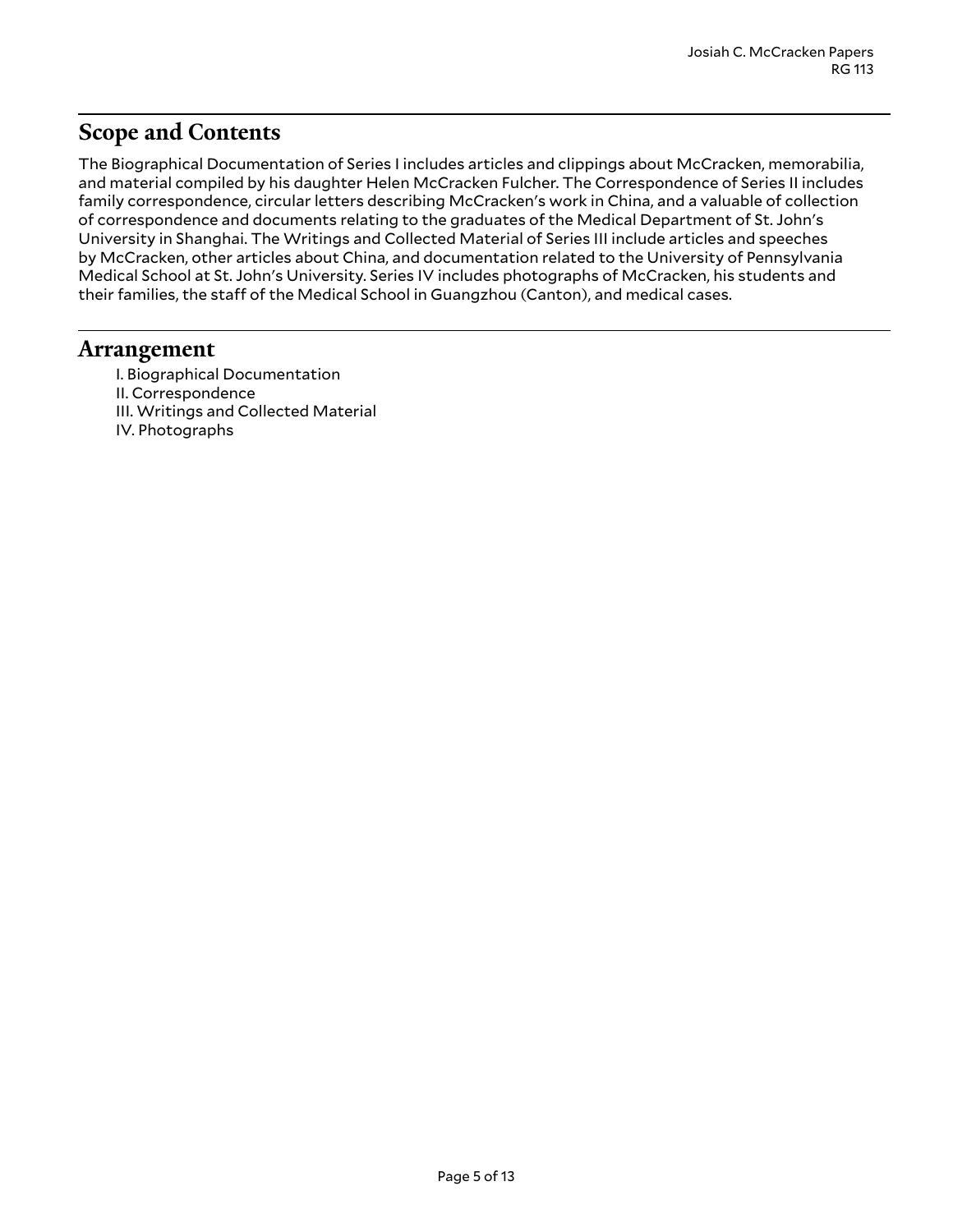## Scope and Contents

The Biographical Documentation of Series I includes articles and clippings about McCracken, memorabilia, and material compiled by his daughter Helen McCracken Fulcher. The Correspondence of Series II includes family correspondence, circular letters describing McCracken's work in China, and a valuable of collection of correspondence and documents relating to the graduates of the Medical Department of St. John's University in Shanghai. The Writings and Collected Material of Series III include articles and speeches by McCracken, other articles about China, and documentation related to the University of Pennsylvania Medical School at St. John's University. Series IV includes photographs of McCracken, his students and their families, the staff of the Medical School in Guangzhou (Canton), and medical cases.

## Arrangement

I. Biographical Documentation
II. Correspondence
III. Writings and Collected Material
IV. Photographs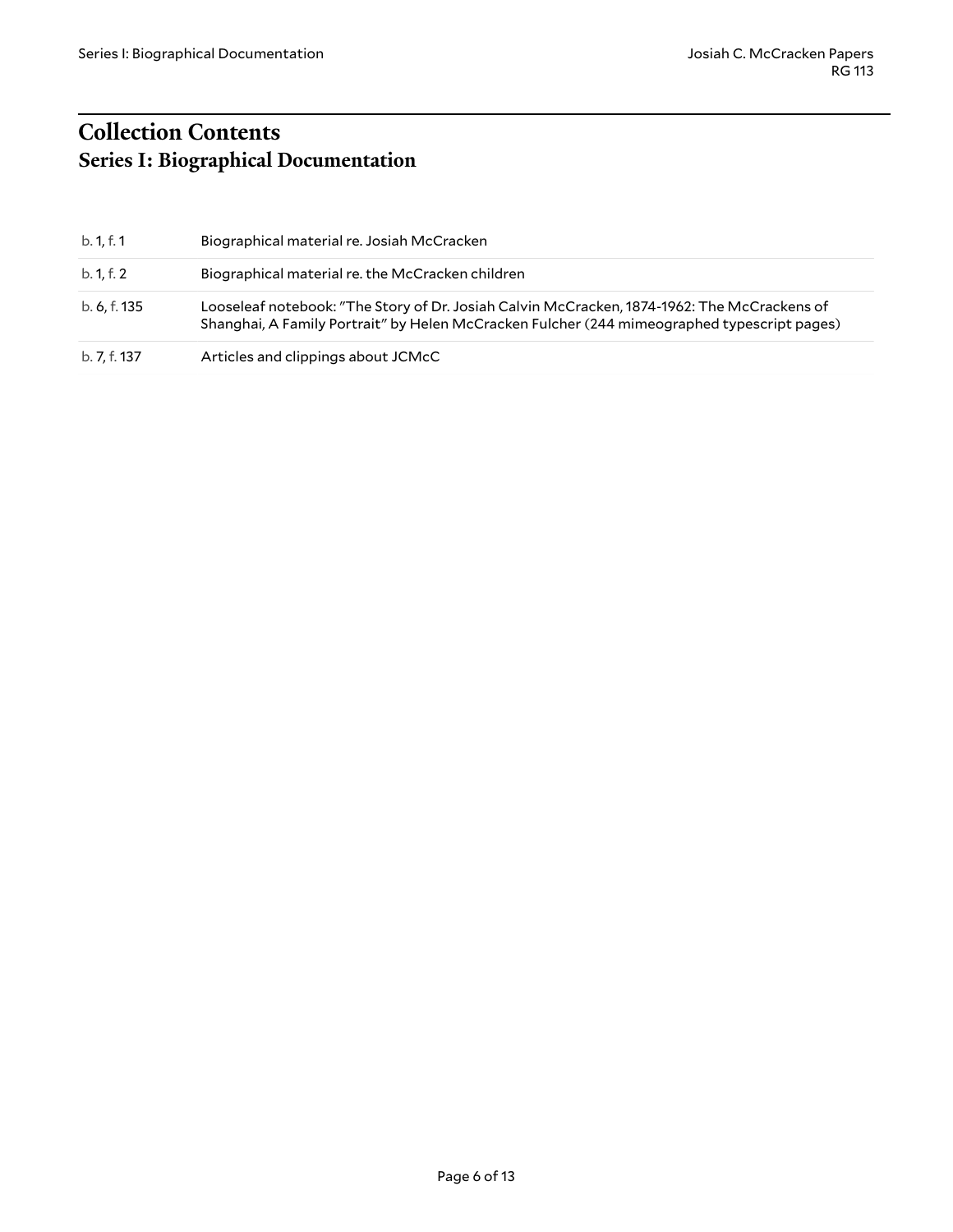# Collection Contents

## Series I: Biographical Documentation

| | |
|---|---|
| b. 1, f. 1 | Biographical material re. Josiah McCracken |
| b. 1, f. 2 | Biographical material re. the McCracken children |
| b. 6, f. 135 | Looseleaf notebook: "The Story of Dr. Josiah Calvin McCracken, 1874-1962: The McCrackens of Shanghai, A Family Portrait" by Helen McCracken Fulcher (244 mimeographed typescript pages) |
| b. 7, f. 137 | Articles and clippings about JCMcC |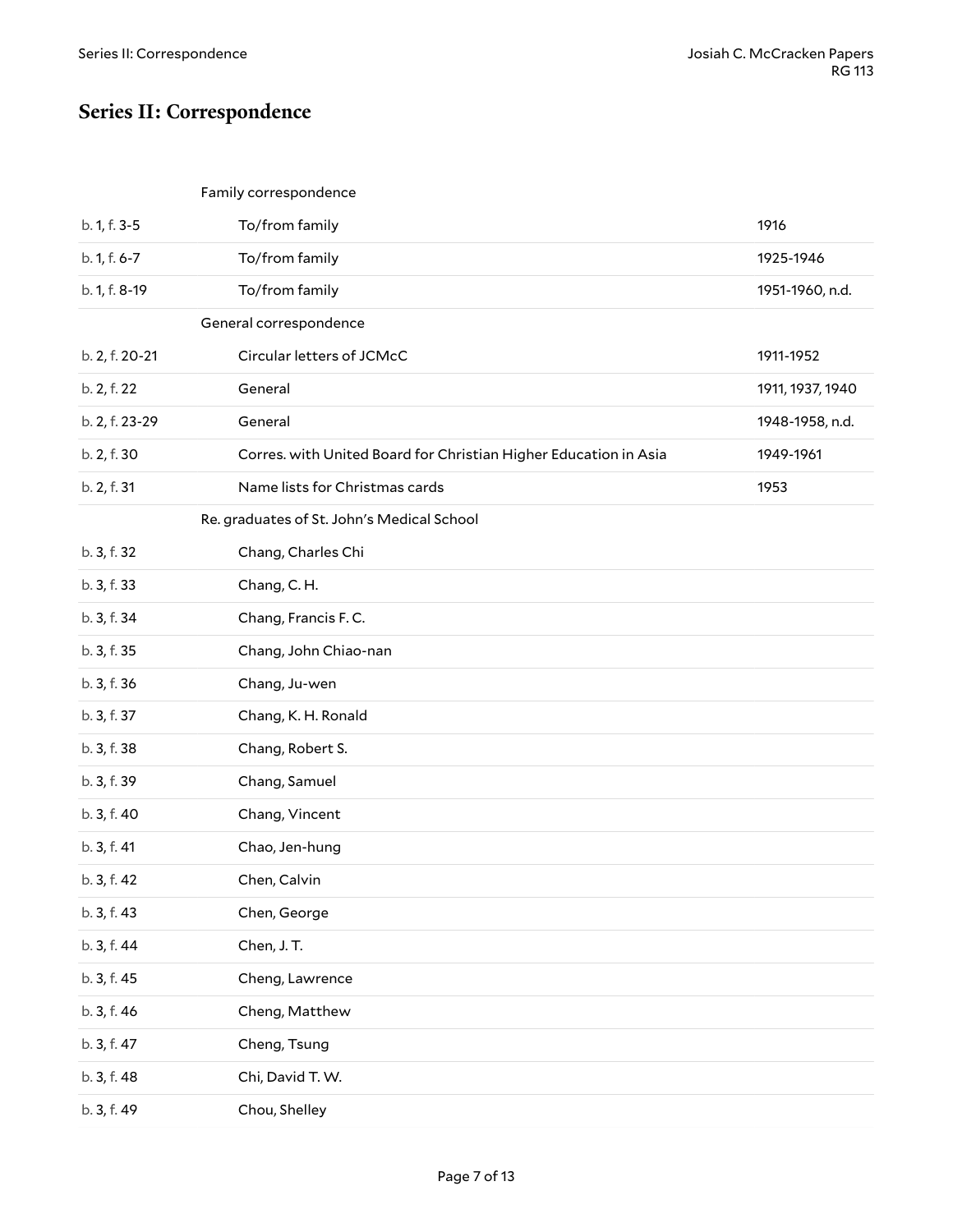## Series II: Correspondence

| | | |
|---|---|---|
| | Family correspondence | |
| b. 1, f. 3-5 | To/from family | 1916 |
| b. 1, f. 6-7 | To/from family | 1925-1946 |
| b. 1, f. 8-19 | To/from family | 1951-1960, n.d. |
| | General correspondence | |
| b. 2, f. 20-21 | Circular letters of JCMcC | 1911-1952 |
| b. 2, f. 22 | General | 1911, 1937, 1940 |
| b. 2, f. 23-29 | General | 1948-1958, n.d. |
| b. 2, f. 30 | Corres. with United Board for Christian Higher Education in Asia | 1949-1961 |
| b. 2, f. 31 | Name lists for Christmas cards | 1953 |
| | Re. graduates of St. John's Medical School | |
| b. 3, f. 32 | Chang, Charles Chi | |
| b. 3, f. 33 | Chang, C. H. | |
| b. 3, f. 34 | Chang, Francis F. C. | |
| b. 3, f. 35 | Chang, John Chiao-nan | |
| b. 3, f. 36 | Chang, Ju-wen | |
| b. 3, f. 37 | Chang, K. H. Ronald | |
| b. 3, f. 38 | Chang, Robert S. | |
| b. 3, f. 39 | Chang, Samuel | |
| b. 3, f. 40 | Chang, Vincent | |
| b. 3, f. 41 | Chao, Jen-hung | |
| b. 3, f. 42 | Chen, Calvin | |
| b. 3, f. 43 | Chen, George | |
| b. 3, f. 44 | Chen, J. T. | |
| b. 3, f. 45 | Cheng, Lawrence | |
| b. 3, f. 46 | Cheng, Matthew | |
| b. 3, f. 47 | Cheng, Tsung | |
| b. 3, f. 48 | Chi, David T. W. | |
| b. 3, f. 49 | Chou, Shelley | |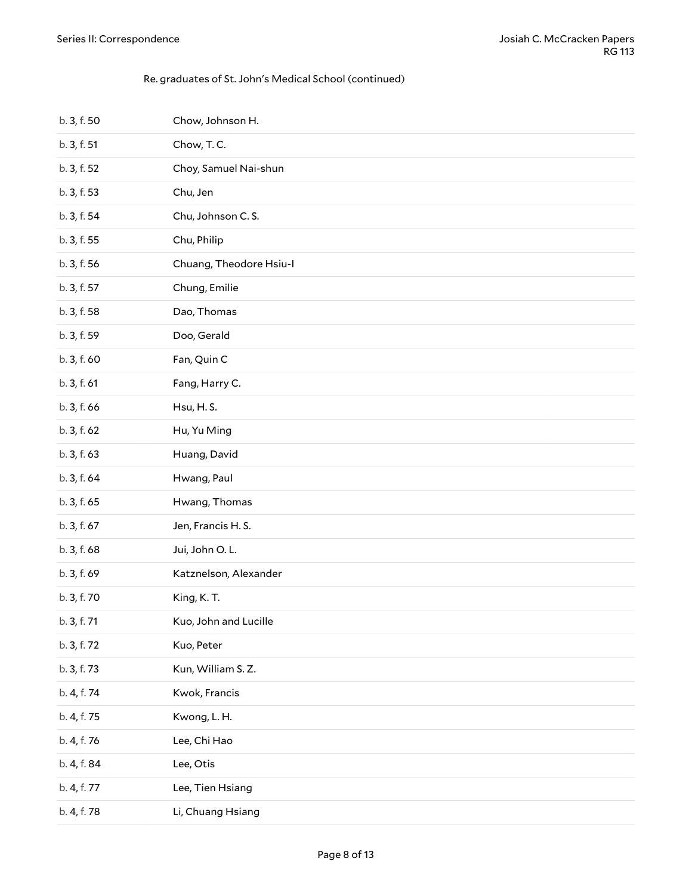Re. graduates of St. John's Medical School (continued)

| | |
|---|---|
| b. 3, f. 50 | Chow, Johnson H. |
| b. 3, f. 51 | Chow, T. C. |
| b. 3, f. 52 | Choy, Samuel Nai-shun |
| b. 3, f. 53 | Chu, Jen |
| b. 3, f. 54 | Chu, Johnson C. S. |
| b. 3, f. 55 | Chu, Philip |
| b. 3, f. 56 | Chuang, Theodore Hsiu-I |
| b. 3, f. 57 | Chung, Emilie |
| b. 3, f. 58 | Dao, Thomas |
| b. 3, f. 59 | Doo, Gerald |
| b. 3, f. 60 | Fan, Quin C |
| b. 3, f. 61 | Fang, Harry C. |
| b. 3, f. 66 | Hsu, H. S. |
| b. 3, f. 62 | Hu, Yu Ming |
| b. 3, f. 63 | Huang, David |
| b. 3, f. 64 | Hwang, Paul |
| b. 3, f. 65 | Hwang, Thomas |
| b. 3, f. 67 | Jen, Francis H. S. |
| b. 3, f. 68 | Jui, John O. L. |
| b. 3, f. 69 | Katznelson, Alexander |
| b. 3, f. 70 | King, K. T. |
| b. 3, f. 71 | Kuo, John and Lucille |
| b. 3, f. 72 | Kuo, Peter |
| b. 3, f. 73 | Kun, William S. Z. |
| b. 4, f. 74 | Kwok, Francis |
| b. 4, f. 75 | Kwong, L. H. |
| b. 4, f. 76 | Lee, Chi Hao |
| b. 4, f. 84 | Lee, Otis |
| b. 4, f. 77 | Lee, Tien Hsiang |
| b. 4, f. 78 | Li, Chuang Hsiang |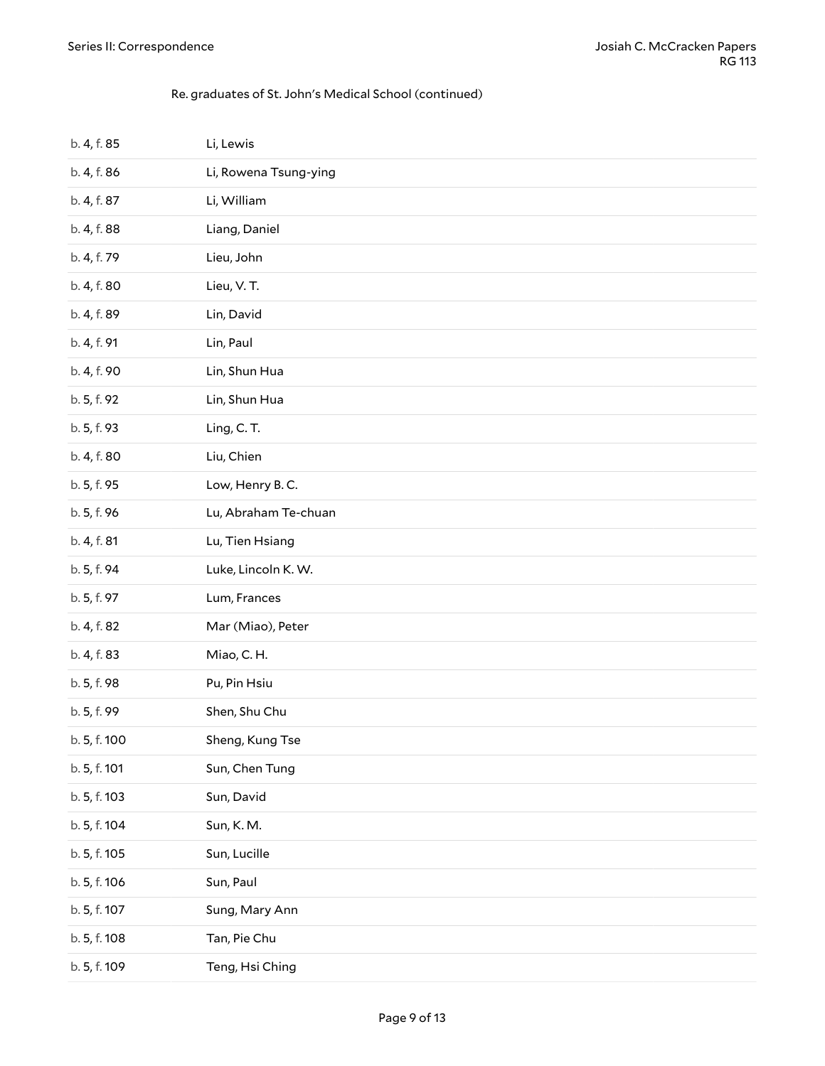Re. graduates of St. John's Medical School (continued)

| | |
|---|---|
| b. 4, f. 85 | Li, Lewis |
| b. 4, f. 86 | Li, Rowena Tsung-ying |
| b. 4, f. 87 | Li, William |
| b. 4, f. 88 | Liang, Daniel |
| b. 4, f. 79 | Lieu, John |
| b. 4, f. 80 | Lieu, V. T. |
| b. 4, f. 89 | Lin, David |
| b. 4, f. 91 | Lin, Paul |
| b. 4, f. 90 | Lin, Shun Hua |
| b. 5, f. 92 | Lin, Shun Hua |
| b. 5, f. 93 | Ling, C. T. |
| b. 4, f. 80 | Liu, Chien |
| b. 5, f. 95 | Low, Henry B. C. |
| b. 5, f. 96 | Lu, Abraham Te-chuan |
| b. 4, f. 81 | Lu, Tien Hsiang |
| b. 5, f. 94 | Luke, Lincoln K. W. |
| b. 5, f. 97 | Lum, Frances |
| b. 4, f. 82 | Mar (Miao), Peter |
| b. 4, f. 83 | Miao, C. H. |
| b. 5, f. 98 | Pu, Pin Hsiu |
| b. 5, f. 99 | Shen, Shu Chu |
| b. 5, f. 100 | Sheng, Kung Tse |
| b. 5, f. 101 | Sun, Chen Tung |
| b. 5, f. 103 | Sun, David |
| b. 5, f. 104 | Sun, K. M. |
| b. 5, f. 105 | Sun, Lucille |
| b. 5, f. 106 | Sun, Paul |
| b. 5, f. 107 | Sung, Mary Ann |
| b. 5, f. 108 | Tan, Pie Chu |
| b. 5, f. 109 | Teng, Hsi Ching |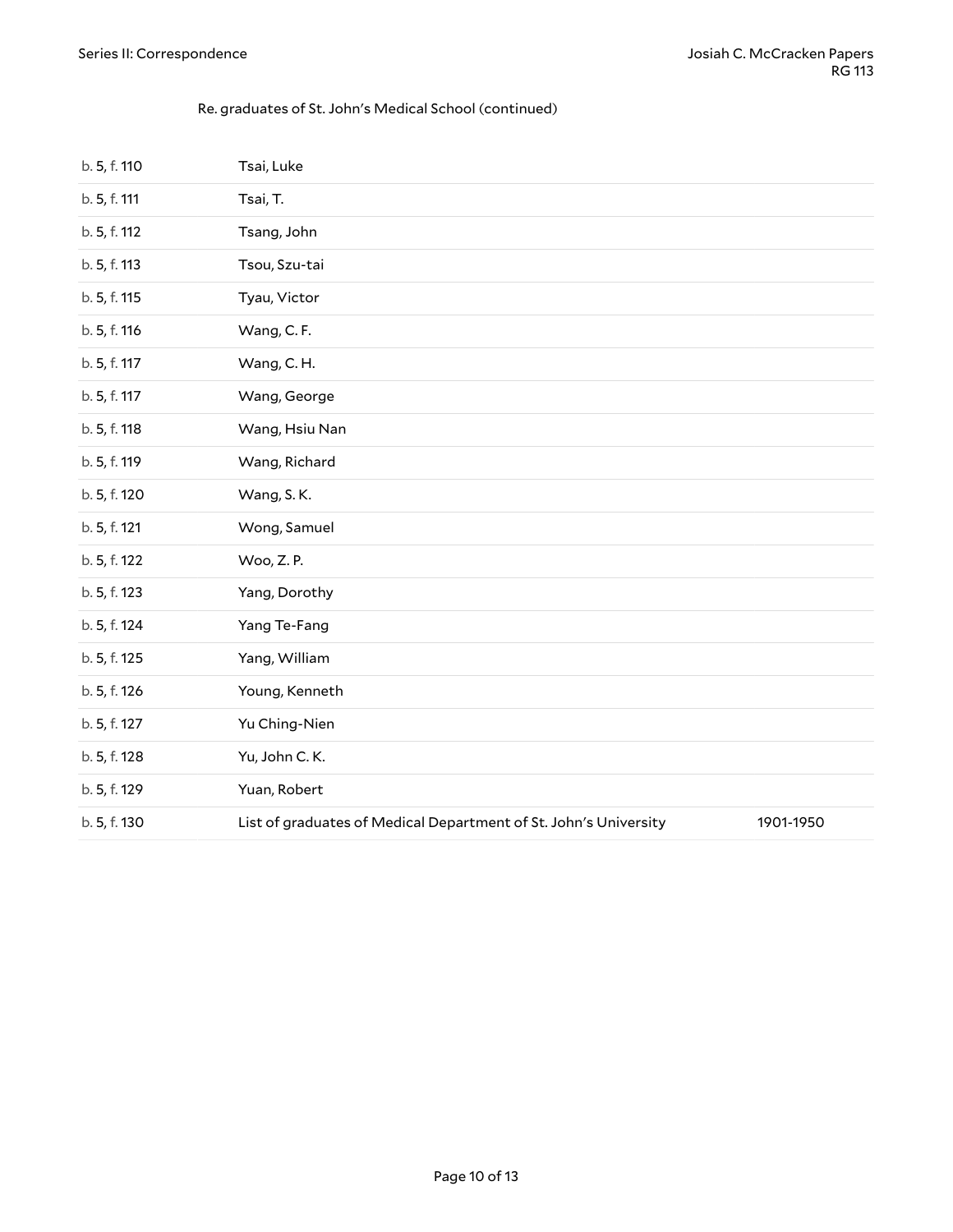Re. graduates of St. John's Medical School (continued)

| | | |
|---|---|---|
| b. 5, f. 110 | Tsai, Luke | |
| b. 5, f. 111 | Tsai, T. | |
| b. 5, f. 112 | Tsang, John | |
| b. 5, f. 113 | Tsou, Szu-tai | |
| b. 5, f. 115 | Tyau, Victor | |
| b. 5, f. 116 | Wang, C. F. | |
| b. 5, f. 117 | Wang, C. H. | |
| b. 5, f. 117 | Wang, George | |
| b. 5, f. 118 | Wang, Hsiu Nan | |
| b. 5, f. 119 | Wang, Richard | |
| b. 5, f. 120 | Wang, S. K. | |
| b. 5, f. 121 | Wong, Samuel | |
| b. 5, f. 122 | Woo, Z. P. | |
| b. 5, f. 123 | Yang, Dorothy | |
| b. 5, f. 124 | Yang Te-Fang | |
| b. 5, f. 125 | Yang, William | |
| b. 5, f. 126 | Young, Kenneth | |
| b. 5, f. 127 | Yu Ching-Nien | |
| b. 5, f. 128 | Yu, John C. K. | |
| b. 5, f. 129 | Yuan, Robert | |
| b. 5, f. 130 | List of graduates of Medical Department of St. John's University | 1901-1950 |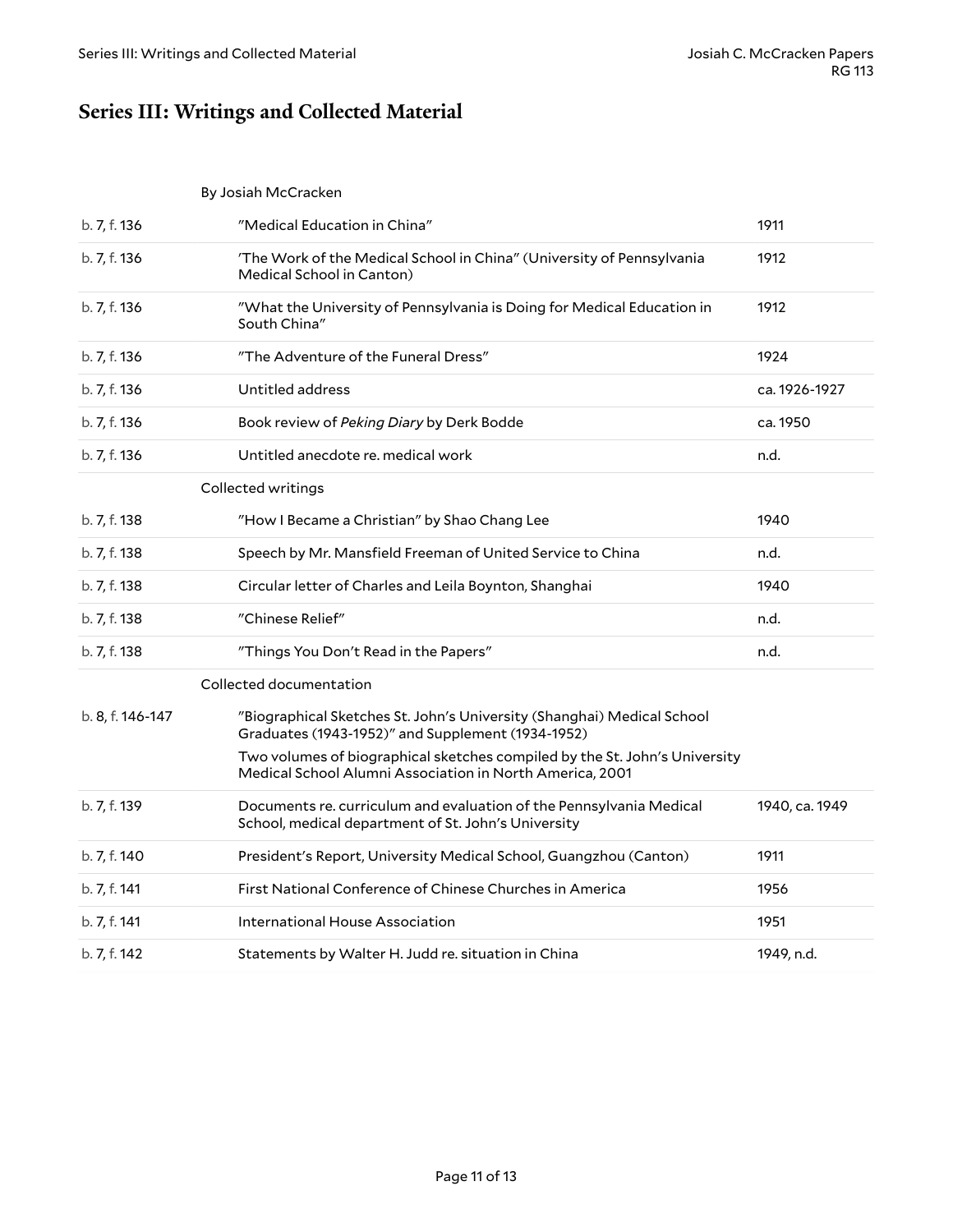# Series III: Writings and Collected Material

| | By Josiah McCracken | |
|---|---|---|
| b. 7, f. 136 | "Medical Education in China" | 1911 |
| b. 7, f. 136 | 'The Work of the Medical School in China" (University of Pennsylvania Medical School in Canton) | 1912 |
| b. 7, f. 136 | "What the University of Pennsylvania is Doing for Medical Education in South China" | 1912 |
| b. 7, f. 136 | "The Adventure of the Funeral Dress" | 1924 |
| b. 7, f. 136 | Untitled address | ca. 1926-1927 |
| b. 7, f. 136 | Book review of *Peking Diary* by Derk Bodde | ca. 1950 |
| b. 7, f. 136 | Untitled anecdote re. medical work | n.d. |
| | Collected writings | |
| b. 7, f. 138 | "How I Became a Christian" by Shao Chang Lee | 1940 |
| b. 7, f. 138 | Speech by Mr. Mansfield Freeman of United Service to China | n.d. |
| b. 7, f. 138 | Circular letter of Charles and Leila Boynton, Shanghai | 1940 |
| b. 7, f. 138 | "Chinese Relief" | n.d. |
| b. 7, f. 138 | "Things You Don't Read in the Papers" | n.d. |
| | Collected documentation | |
| b. 8, f. 146-147 | "Biographical Sketches St. John's University (Shanghai) Medical School Graduates (1943-1952)" and Supplement (1934-1952)<br>Two volumes of biographical sketches compiled by the St. John's University Medical School Alumni Association in North America, 2001 | |
| b. 7, f. 139 | Documents re. curriculum and evaluation of the Pennsylvania Medical School, medical department of St. John's University | 1940, ca. 1949 |
| b. 7, f. 140 | President's Report, University Medical School, Guangzhou (Canton) | 1911 |
| b. 7, f. 141 | First National Conference of Chinese Churches in America | 1956 |
| b. 7, f. 141 | International House Association | 1951 |
| b. 7, f. 142 | Statements by Walter H. Judd re. situation in China | 1949, n.d. |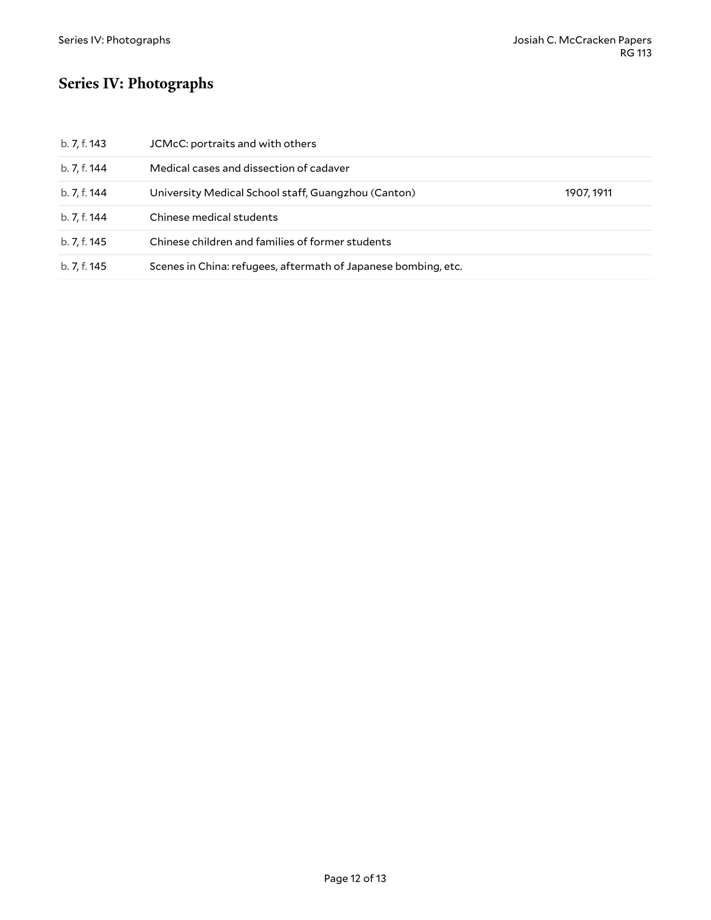## Series IV: Photographs

| | | |
|---|---|---|
| b. 7, f. 143 | JCMcC: portraits and with others | |
| b. 7, f. 144 | Medical cases and dissection of cadaver | |
| b. 7, f. 144 | University Medical School staff, Guangzhou (Canton) | 1907, 1911 |
| b. 7, f. 144 | Chinese medical students | |
| b. 7, f. 145 | Chinese children and families of former students | |
| b. 7, f. 145 | Scenes in China: refugees, aftermath of Japanese bombing, etc. | |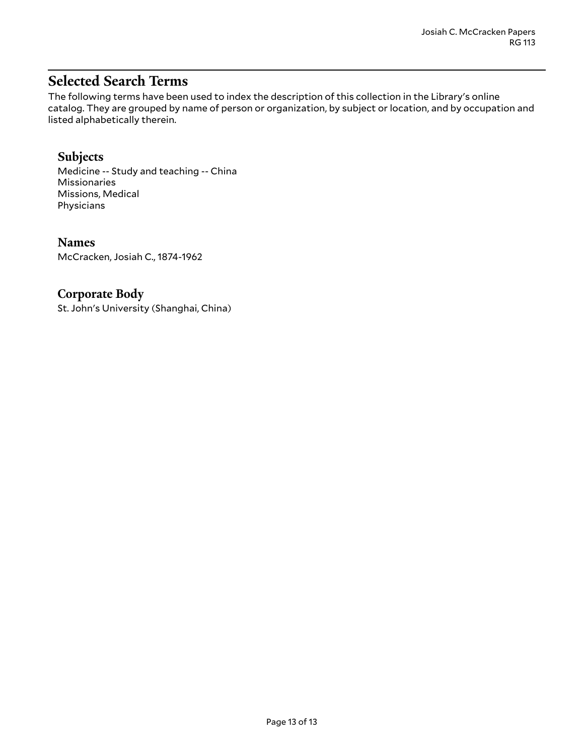## Selected Search Terms

The following terms have been used to index the description of this collection in the Library's online catalog. They are grouped by name of person or organization, by subject or location, and by occupation and listed alphabetically therein.

### Subjects

Medicine -- Study and teaching -- China
Missionaries
Missions, Medical
Physicians

### Names

McCracken, Josiah C., 1874-1962

### Corporate Body

St. John's University (Shanghai, China)